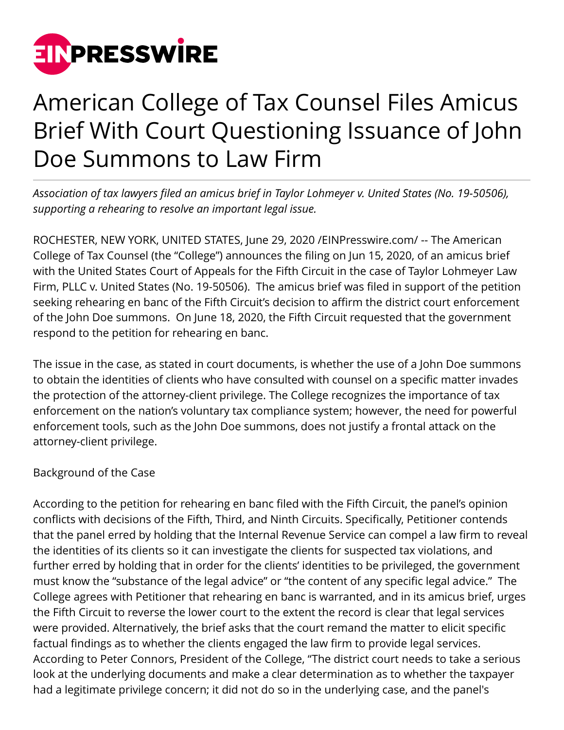# American College of Tax Counsel Files Amicus Brief With Court Questioning Issuance of John Doe Summons to Law Firm

*Association of tax lawyers filed an amicus brief in Taylor Lohmeyer v. United States (No. 19-50506), supporting a rehearing to resolve an important legal issue.*

ROCHESTER, NEW YORK, UNITED STATES, June 29, 2020 /EINPresswire.com/ -- The American College of Tax Counsel (the "College") announces the filing on Jun 15, 2020, of an amicus brief with the United States Court of Appeals for the Fifth Circuit in the case of Taylor Lohmeyer Law Firm, PLLC v. United States (No. 19-50506). The amicus brief was filed in support of the petition seeking rehearing en banc of the Fifth Circuit's decision to affirm the district court enforcement of the John Doe summons. On June 18, 2020, the Fifth Circuit requested that the government respond to the petition for rehearing en banc.

The issue in the case, as stated in court documents, is whether the use of a John Doe summons to obtain the identities of clients who have consulted with counsel on a specific matter invades the protection of the attorney-client privilege. The College recognizes the importance of tax enforcement on the nation's voluntary tax compliance system; however, the need for powerful enforcement tools, such as the John Doe summons, does not justify a frontal attack on the attorney-client privilege.

Background of the Case

According to the petition for rehearing en banc filed with the Fifth Circuit, the panel's opinion conflicts with decisions of the Fifth, Third, and Ninth Circuits. Specifically, Petitioner contends that the panel erred by holding that the Internal Revenue Service can compel a law firm to reveal the identities of its clients so it can investigate the clients for suspected tax violations, and further erred by holding that in order for the clients' identities to be privileged, the government must know the "substance of the legal advice" or "the content of any specific legal advice." The College agrees with Petitioner that rehearing en banc is warranted, and in its amicus brief, urges the Fifth Circuit to reverse the lower court to the extent the record is clear that legal services were provided. Alternatively, the brief asks that the court remand the matter to elicit specific factual findings as to whether the clients engaged the law firm to provide legal services. According to Peter Connors, President of the College, "The district court needs to take a serious look at the underlying documents and make a clear determination as to whether the taxpayer had a legitimate privilege concern; it did not do so in the underlying case, and the panel's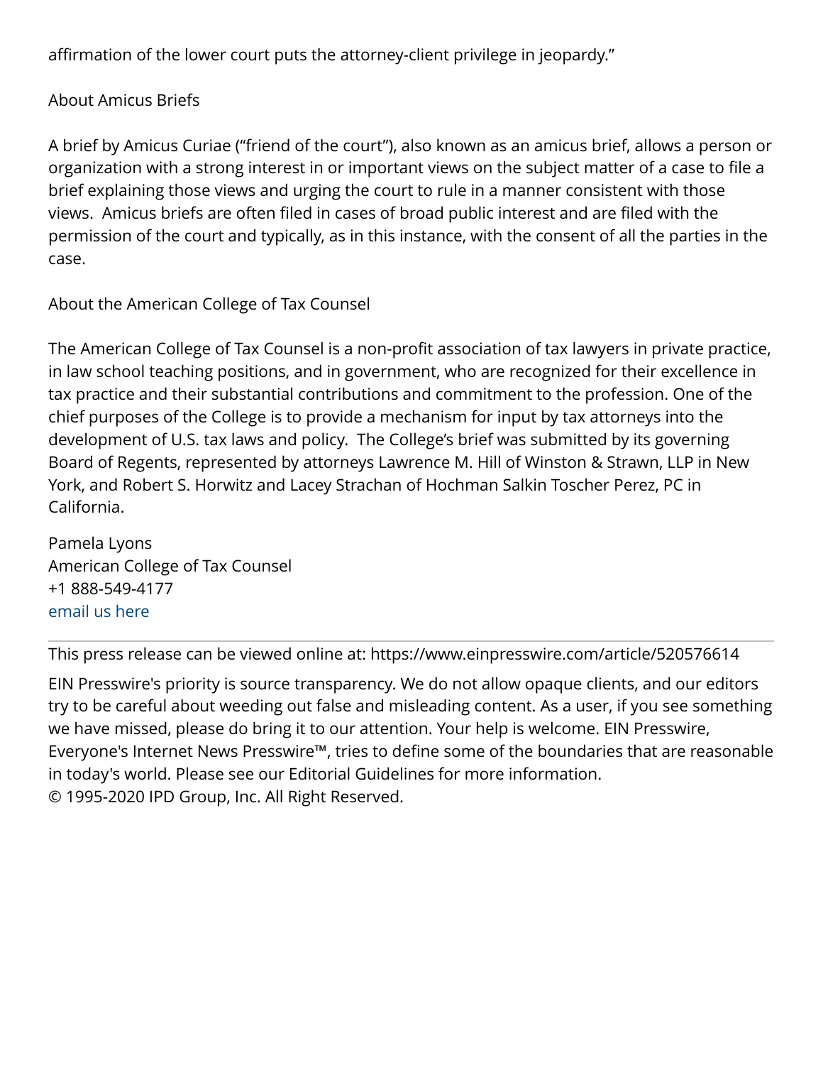affirmation of the lower court puts the attorney-client privilege in jeopardy."

## About Amicus Briefs

A brief by Amicus Curiae ("friend of the court"), also known as an amicus brief, allows a person or organization with a strong interest in or important views on the subject matter of a case to file a brief explaining those views and urging the court to rule in a manner consistent with those views. Amicus briefs are often filed in cases of broad public interest and are filed with the permission of the court and typically, as in this instance, with the consent of all the parties in the case.

## About the American College of Tax Counsel

The American College of Tax Counsel is a non-profit association of tax lawyers in private practice, in law school teaching positions, and in government, who are recognized for their excellence in tax practice and their substantial contributions and commitment to the profession. One of the chief purposes of the College is to provide a mechanism for input by tax attorneys into the development of U.S. tax laws and policy. The College's brief was submitted by its governing Board of Regents, represented by attorneys Lawrence M. Hill of Winston & Strawn, LLP in New York, and Robert S. Horwitz and Lacey Strachan of Hochman Salkin Toscher Perez, PC in California.

Pamela Lyons
American College of Tax Counsel
+1 888-549-4177
email us here

---

This press release can be viewed online at: https://www.einpresswire.com/article/520576614

EIN Presswire's priority is source transparency. We do not allow opaque clients, and our editors try to be careful about weeding out false and misleading content. As a user, if you see something we have missed, please do bring it to our attention. Your help is welcome. EIN Presswire, Everyone's Internet News Presswire™, tries to define some of the boundaries that are reasonable in today's world. Please see our Editorial Guidelines for more information.
© 1995-2020 IPD Group, Inc. All Right Reserved.